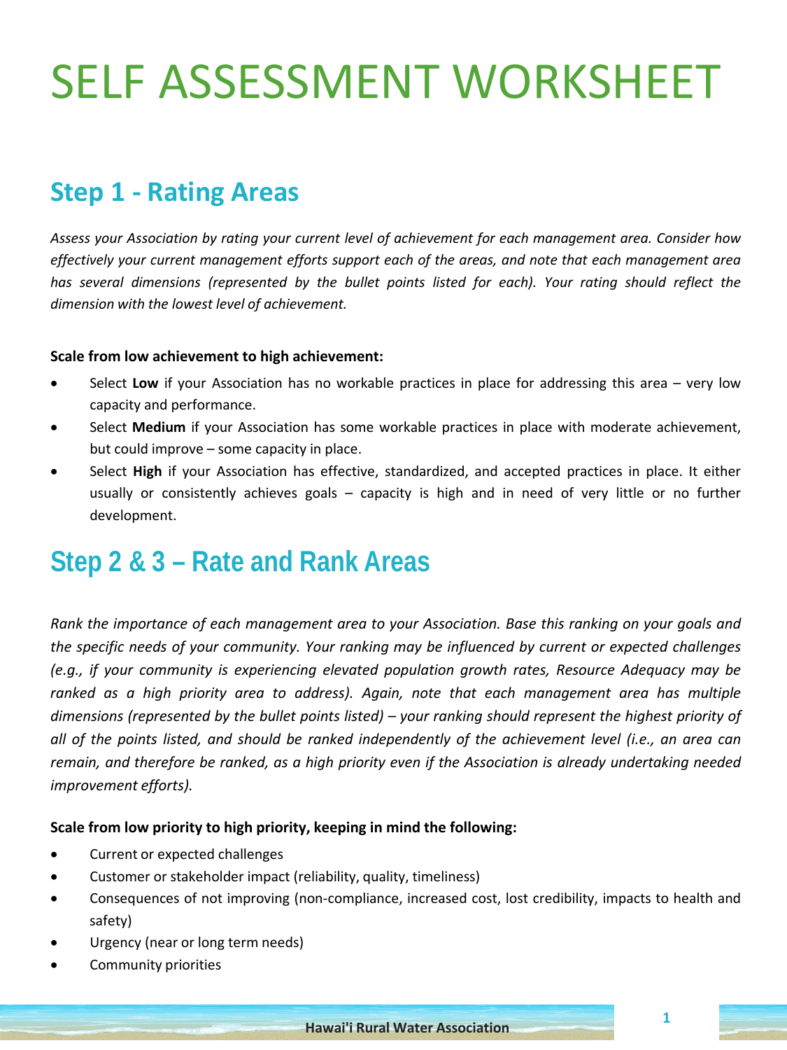# SELF ASSESSMENT WORKSHEET

## Step 1 - Rating Areas

*Assess your Association by rating your current level of achievement for each management area. Consider how effectively your current management efforts support each of the areas, and note that each management area has several dimensions (represented by the bullet points listed for each). Your rating should reflect the dimension with the lowest level of achievement.*

**Scale from low achievement to high achievement:**

- Select **Low** if your Association has no workable practices in place for addressing this area – very low capacity and performance.
- Select **Medium** if your Association has some workable practices in place with moderate achievement, but could improve – some capacity in place.
- Select **High** if your Association has effective, standardized, and accepted practices in place. It either usually or consistently achieves goals – capacity is high and in need of very little or no further development.

## Step 2 & 3 – Rate and Rank Areas

*Rank the importance of each management area to your Association. Base this ranking on your goals and the specific needs of your community. Your ranking may be influenced by current or expected challenges (e.g., if your community is experiencing elevated population growth rates, Resource Adequacy may be ranked as a high priority area to address). Again, note that each management area has multiple dimensions (represented by the bullet points listed) – your ranking should represent the highest priority of all of the points listed, and should be ranked independently of the achievement level (i.e., an area can remain, and therefore be ranked, as a high priority even if the Association is already undertaking needed improvement efforts).*

**Scale from low priority to high priority, keeping in mind the following:**

- Current or expected challenges
- Customer or stakeholder impact (reliability, quality, timeliness)
- Consequences of not improving (non-compliance, increased cost, lost credibility, impacts to health and safety)
- Urgency (near or long term needs)
- Community priorities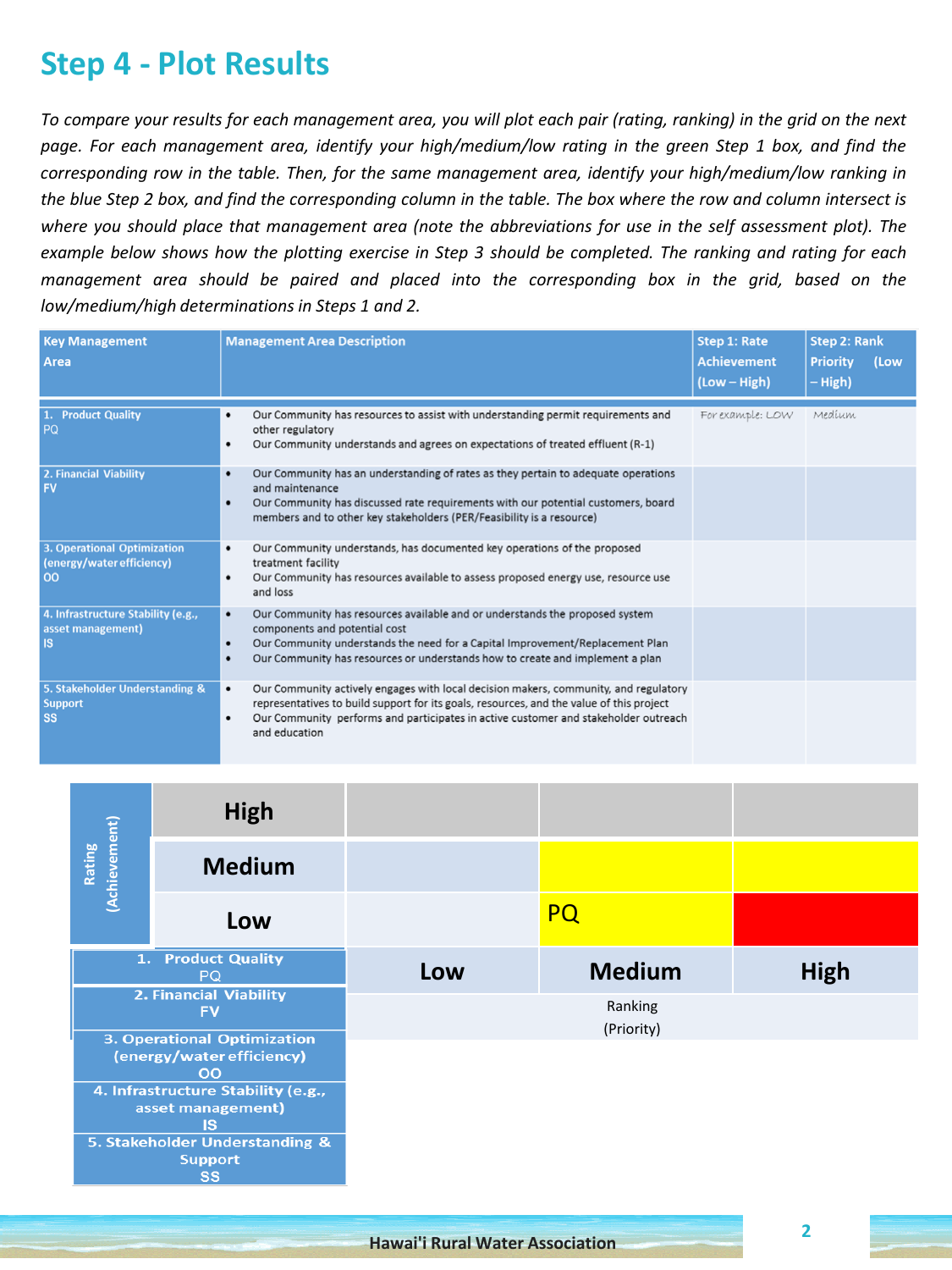# Step 4 - Plot Results

*To compare your results for each management area, you will plot each pair (rating, ranking) in the grid on the next page. For each management area, identify your high/medium/low rating in the green Step 1 box, and find the corresponding row in the table. Then, for the same management area, identify your high/medium/low ranking in the blue Step 2 box, and find the corresponding column in the table. The box where the row and column intersect is where you should place that management area (note the abbreviations for use in the self assessment plot). The example below shows how the plotting exercise in Step 3 should be completed. The ranking and rating for each management area should be paired and placed into the corresponding box in the grid, based on the low/medium/high determinations in Steps 1 and 2.*

| Key Management Area | Management Area Description | Step 1: Rate Achievement (Low – High) | Step 2: Rank Priority (Low – High) |
|---|---|---|---|
| 1. Product Quality<br>PQ | • Our Community has resources to assist with understanding permit requirements and other regulatory<br>• Our Community understands and agrees on expectations of treated effluent (R-1) | For example: LOW | Medium |
| 2. Financial Viability<br>FV | • Our Community has an understanding of rates as they pertain to adequate operations and maintenance<br>• Our Community has discussed rate requirements with our potential customers, board members and to other key stakeholders (PER/Feasibility is a resource) | | |
| 3. Operational Optimization (energy/water efficiency)<br>OO | • Our Community understands, has documented key operations of the proposed treatment facility<br>• Our Community has resources available to assess proposed energy use, resource use and loss | | |
| 4. Infrastructure Stability (e.g., asset management)<br>IS | • Our Community has resources available and or understands the proposed system components and potential cost<br>• Our Community understands the need for a Capital Improvement/Replacement Plan<br>• Our Community has resources or understands how to create and implement a plan | | |
| 5. Stakeholder Understanding & Support<br>SS | • Our Community actively engages with local decision makers, community, and regulatory representatives to build support for its goals, resources, and the value of this project<br>• Our Community performs and participates in active customer and stakeholder outreach and education | | |

| Rating (Achievement) | | Ranking (Priority): Low | Ranking (Priority): Medium | Ranking (Priority): High |
|---|---|---|---|---|
| | **High** | | | |
| | **Medium** | | | |
| | **Low** | | PQ | |

- 1. Product Quality – PQ
- 2. Financial Viability – FV
- 3. Operational Optimization (energy/water efficiency) – OO
- 4. Infrastructure Stability (e.g., asset management) – IS
- 5. Stakeholder Understanding & Support – SS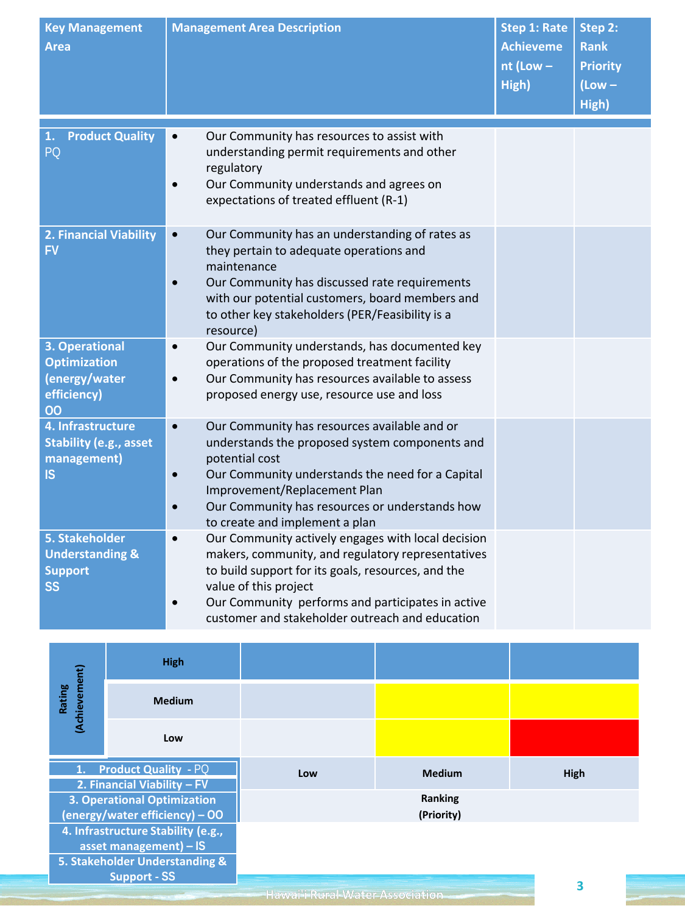| Key Management Area | Management Area Description | Step 1: Rate Achievement (Low – High) | Step 2: Rank Priority (Low – High) |
|---|---|---|---|
| 1. Product Quality PQ | • Our Community has resources to assist with understanding permit requirements and other regulatory<br>• Our Community understands and agrees on expectations of treated effluent (R-1) | | |
| 2. Financial Viability FV | • Our Community has an understanding of rates as they pertain to adequate operations and maintenance<br>• Our Community has discussed rate requirements with our potential customers, board members and to other key stakeholders (PER/Feasibility is a resource) | | |
| 3. Operational Optimization (energy/water efficiency) OO | • Our Community understands, has documented key operations of the proposed treatment facility<br>• Our Community has resources available to assess proposed energy use, resource use and loss | | |
| 4. Infrastructure Stability (e.g., asset management) IS | • Our Community has resources available and or understands the proposed system components and potential cost<br>• Our Community understands the need for a Capital Improvement/Replacement Plan<br>• Our Community has resources or understands how to create and implement a plan | | |
| 5. Stakeholder Understanding & Support SS | • Our Community actively engages with local decision makers, community, and regulatory representatives to build support for its goals, resources, and the value of this project<br>• Our Community performs and participates in active customer and stakeholder outreach and education | | |

| Rating (Achievement) | | | |
|---|---|---|---|
| High | | | |
| Medium | | | |
| Low | | | |
| | Low | Medium | High |
| | Ranking (Priority) | | |

1. Product Quality - PQ
2. Financial Viability – FV
3. Operational Optimization (energy/water efficiency) – OO
4. Infrastructure Stability (e.g., asset management) – IS
5. Stakeholder Understanding & Support - SS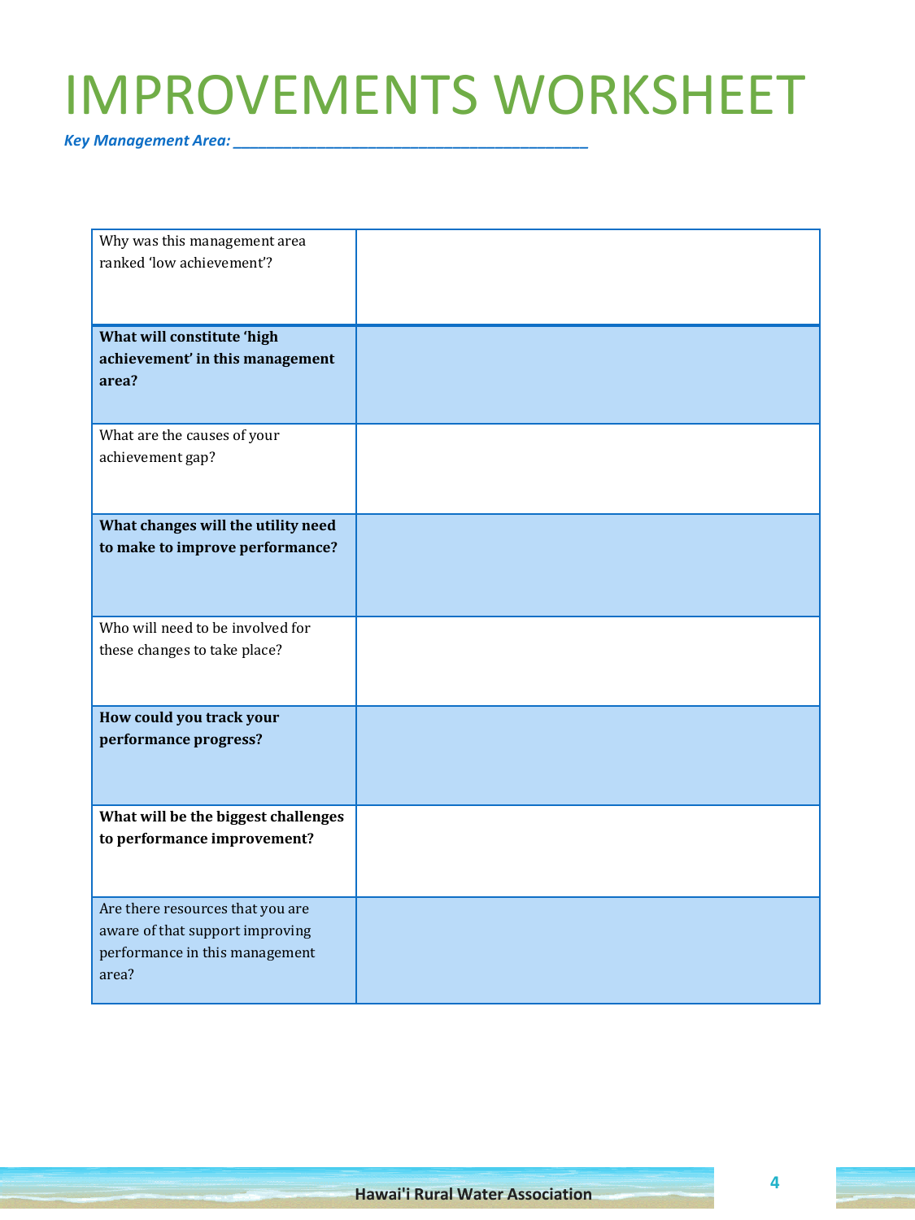# IMPROVEMENTS WORKSHEET

***Key Management Area: ______________________________________________***

| | |
|---|---|
| Why was this management area ranked 'low achievement'? | |
| **What will constitute 'high achievement' in this management area?** | |
| What are the causes of your achievement gap? | |
| **What changes will the utility need to make to improve performance?** | |
| Who will need to be involved for these changes to take place? | |
| **How could you track your performance progress?** | |
| **What will be the biggest challenges to performance improvement?** | |
| Are there resources that you are aware of that support improving performance in this management area? | |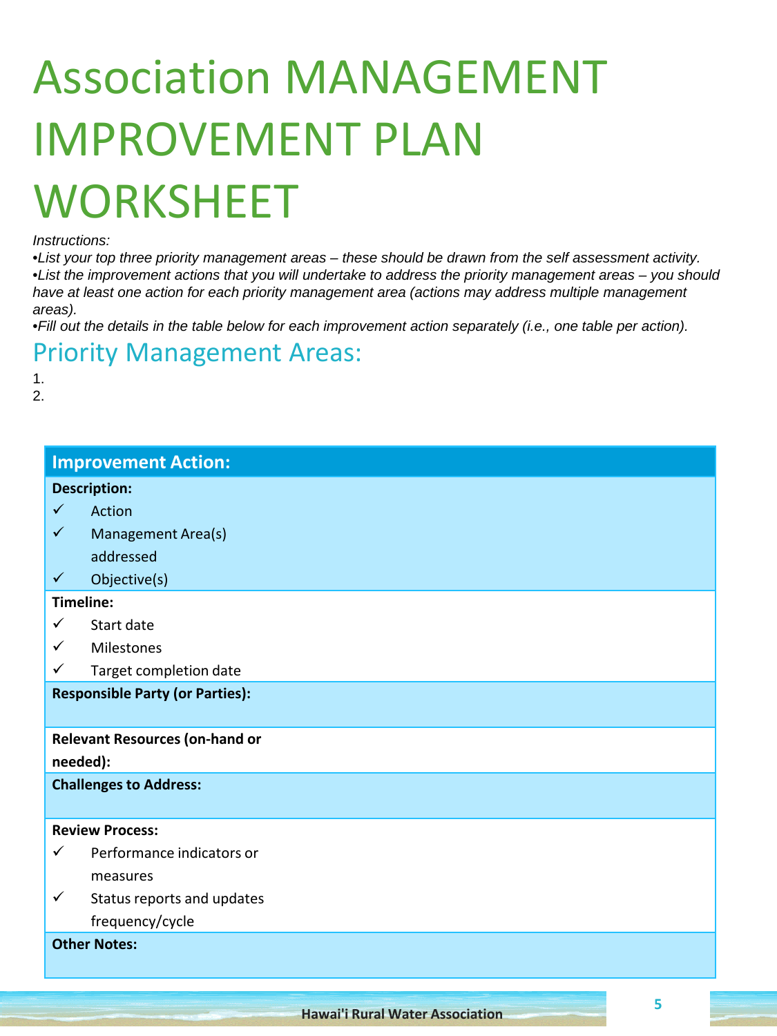# Association MANAGEMENT IMPROVEMENT PLAN WORKSHEET

*Instructions:*

*•List your top three priority management areas – these should be drawn from the self assessment activity.*

*•List the improvement actions that you will undertake to address the priority management areas – you should have at least one action for each priority management area (actions may address multiple management areas).*

*•Fill out the details in the table below for each improvement action separately (i.e., one table per action).*

## Priority Management Areas:

1.
2.

| **Improvement Action:** | |
|---|---|
| **Description:**<br>✓ Action<br>✓ Management Area(s) addressed<br>✓ Objective(s) | |
| **Timeline:**<br>✓ Start date<br>✓ Milestones<br>✓ Target completion date | |
| **Responsible Party (or Parties):** | |
| **Relevant Resources (on-hand or needed):** | |
| **Challenges to Address:** | |
| **Review Process:**<br>✓ Performance indicators or measures<br>✓ Status reports and updates frequency/cycle | |
| **Other Notes:** | |